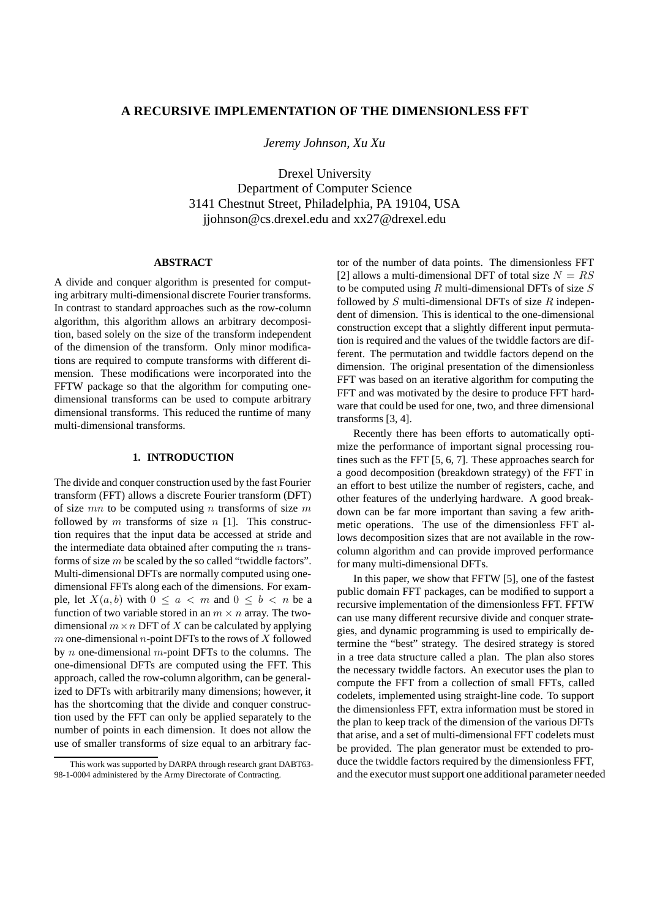# A RECURSIVE IMPLEMENTATION OF THE DIMENSIONLESS FFT

*Jeremy Johnson, Xu Xu*

Drexel University
Department of Computer Science
3141 Chestnut Street, Philadelphia, PA 19104, USA
jjohnson@cs.drexel.edu and xx27@drexel.edu

## ABSTRACT

A divide and conquer algorithm is presented for computing arbitrary multi-dimensional discrete Fourier transforms. In contrast to standard approaches such as the row-column algorithm, this algorithm allows an arbitrary decomposition, based solely on the size of the transform independent of the dimension of the transform. Only minor modifications are required to compute transforms with different dimension. These modifications were incorporated into the FFTW package so that the algorithm for computing one-dimensional transforms can be used to compute arbitrary dimensional transforms. This reduced the runtime of many multi-dimensional transforms.

## 1. INTRODUCTION

The divide and conquer construction used by the fast Fourier transform (FFT) allows a discrete Fourier transform (DFT) of size $mn$ to be computed using $n$ transforms of size $m$ followed by $m$ transforms of size $n$ [1]. This construction requires that the input data be accessed at stride and the intermediate data obtained after computing the $n$ transforms of size $m$ be scaled by the so called "twiddle factors". Multi-dimensional DFTs are normally computed using one-dimensional FFTs along each of the dimensions. For example, let $X(a, b)$ with $0 \leq a < m$ and $0 \leq b < n$ be a function of two variable stored in an $m \times n$ array. The two-dimensional $m \times n$ DFT of $X$ can be calculated by applying $m$ one-dimensional $n$-point DFTs to the rows of $X$ followed by $n$ one-dimensional $m$-point DFTs to the columns. The one-dimensional DFTs are computed using the FFT. This approach, called the row-column algorithm, can be generalized to DFTs with arbitrarily many dimensions; however, it has the shortcoming that the divide and conquer construction used by the FFT can only be applied separately to the number of points in each dimension. It does not allow the use of smaller transforms of size equal to an arbitrary factor of the number of data points. The dimensionless FFT [2] allows a multi-dimensional DFT of total size $N = RS$ to be computed using $R$ multi-dimensional DFTs of size $S$ followed by $S$ multi-dimensional DFTs of size $R$ independent of dimension. This is identical to the one-dimensional construction except that a slightly different input permutation is required and the values of the twiddle factors are different. The permutation and twiddle factors depend on the dimension. The original presentation of the dimensionless FFT was based on an iterative algorithm for computing the FFT and was motivated by the desire to produce FFT hardware that could be used for one, two, and three dimensional transforms [3, 4].

Recently there has been efforts to automatically optimize the performance of important signal processing routines such as the FFT [5, 6, 7]. These approaches search for a good decomposition (breakdown strategy) of the FFT in an effort to best utilize the number of registers, cache, and other features of the underlying hardware. A good breakdown can be far more important than saving a few arithmetic operations. The use of the dimensionless FFT allows decomposition sizes that are not available in the row-column algorithm and can provide improved performance for many multi-dimensional DFTs.

In this paper, we show that FFTW [5], one of the fastest public domain FFT packages, can be modified to support a recursive implementation of the dimensionless FFT. FFTW can use many different recursive divide and conquer strategies, and dynamic programming is used to empirically determine the "best" strategy. The desired strategy is stored in a tree data structure called a plan. The plan also stores the necessary twiddle factors. An executor uses the plan to compute the FFT from a collection of small FFTs, called codelets, implemented using straight-line code. To support the dimensionless FFT, extra information must be stored in the plan to keep track of the dimension of the various DFTs that arise, and a set of multi-dimensional FFT codelets must be provided. The plan generator must be extended to produce the twiddle factors required by the dimensionless FFT, and the executor must support one additional parameter needed

---

This work was supported by DARPA through research grant DABT63-98-1-0004 administered by the Army Directorate of Contracting.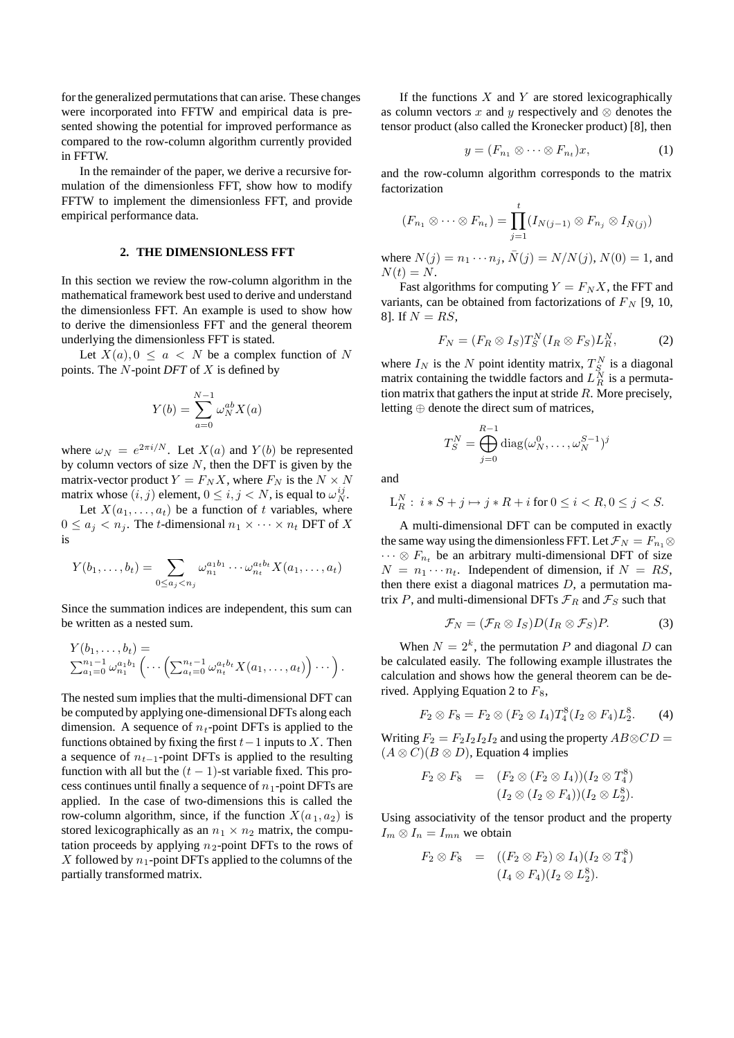for the generalized permutations that can arise. These changes were incorporated into FFTW and empirical data is presented showing the potential for improved performance as compared to the row-column algorithm currently provided in FFTW.

In the remainder of the paper, we derive a recursive formulation of the dimensionless FFT, show how to modify FFTW to implement the dimensionless FFT, and provide empirical performance data.

## 2. THE DIMENSIONLESS FFT

In this section we review the row-column algorithm in the mathematical framework best used to derive and understand the dimensionless FFT. An example is used to show how to derive the dimensionless FFT and the general theorem underlying the dimensionless FFT is stated.

Let $X(a), 0 \leq a < N$ be a complex function of $N$ points. The $N$-point *DFT* of $X$ is defined by

$$Y(b) = \sum_{a=0}^{N-1} \omega_N^{ab} X(a)$$

where $\omega_N = e^{2\pi i/N}$. Let $X(a)$ and $Y(b)$ be represented by column vectors of size $N$, then the DFT is given by the matrix-vector product $Y = F_N X$, where $F_N$ is the $N \times N$ matrix whose $(i,j)$ element, $0 \leq i, j < N$, is equal to $\omega_N^{ij}$.

Let $X(a_1, \ldots, a_t)$ be a function of $t$ variables, where $0 \leq a_j < n_j$. The $t$-dimensional $n_1 \times \cdots \times n_t$ DFT of $X$ is

$$Y(b_1, \ldots, b_t) = \sum_{0 \leq a_j < n_j} \omega_{n_1}^{a_1 b_1} \cdots \omega_{n_t}^{a_t b_t} X(a_1, \ldots, a_t)$$

Since the summation indices are independent, this sum can be written as a nested sum.

$$\begin{aligned} &Y(b_1, \ldots, b_t) = \\ &\sum_{a_1=0}^{n_1-1} \omega_{n_1}^{a_1 b_1} \left( \cdots \left( \sum_{a_t=0}^{n_t-1} \omega_{n_t}^{a_t b_t} X(a_1, \ldots, a_t) \right) \cdots \right). \end{aligned}$$

The nested sum implies that the multi-dimensional DFT can be computed by applying one-dimensional DFTs along each dimension. A sequence of $n_t$-point DFTs is applied to the functions obtained by fixing the first $t-1$ inputs to $X$. Then a sequence of $n_{t-1}$-point DFTs is applied to the resulting function with all but the $(t-1)$-st variable fixed. This process continues until finally a sequence of $n_1$-point DFTs are applied. In the case of two-dimensions this is called the row-column algorithm, since, if the function $X(a_1, a_2)$ is stored lexicographically as an $n_1 \times n_2$ matrix, the computation proceeds by applying $n_2$-point DFTs to the rows of $X$ followed by $n_1$-point DFTs applied to the columns of the partially transformed matrix.

If the functions $X$ and $Y$ are stored lexicographically as column vectors $x$ and $y$ respectively and $\otimes$ denotes the tensor product (also called the Kronecker product) [8], then

$$y = (F_{n_1} \otimes \cdots \otimes F_{n_t}) x, \tag{1}$$

and the row-column algorithm corresponds to the matrix factorization

$$(F_{n_1} \otimes \cdots \otimes F_{n_t}) = \prod_{j=1}^{t} (I_{N(j-1)} \otimes F_{n_j} \otimes I_{\bar{N}(j)})$$

where $N(j) = n_1 \cdots n_j$, $\bar{N}(j) = N/N(j)$, $N(0) = 1$, and $N(t) = N$.

Fast algorithms for computing $Y = F_N X$, the FFT and variants, can be obtained from factorizations of $F_N$ [9, 10, 8]. If $N = RS$,

$$F_N = (F_R \otimes I_S) T_S^N (I_R \otimes F_S) L_R^N, \tag{2}$$

where $I_N$ is the $N$ point identity matrix, $T_S^N$ is a diagonal matrix containing the twiddle factors and $L_R^N$ is a permutation matrix that gathers the input at stride $R$. More precisely, letting $\oplus$ denote the direct sum of matrices,

$$T_S^N = \bigoplus_{j=0}^{R-1} \operatorname{diag}(\omega_N^0, \ldots, \omega_N^{S-1})^j$$

and

$$\mathrm{L}_R^N : \; i * S + j \mapsto j * R + i \text{ for } 0 \leq i < R, 0 \leq j < S.$$

A multi-dimensional DFT can be computed in exactly the same way using the dimensionless FFT. Let $\mathcal{F}_N = F_{n_1} \otimes \cdots \otimes F_{n_t}$ be an arbitrary multi-dimensional DFT of size $N = n_1 \cdots n_t$. Independent of dimension, if $N = RS$, then there exist a diagonal matrices $D$, a permutation matrix $P$, and multi-dimensional DFTs $\mathcal{F}_R$ and $\mathcal{F}_S$ such that

$$\mathcal{F}_N = (\mathcal{F}_R \otimes I_S) D (I_R \otimes \mathcal{F}_S) P. \tag{3}$$

When $N = 2^k$, the permutation $P$ and diagonal $D$ can be calculated easily. The following example illustrates the calculation and shows how the general theorem can be derived. Applying Equation 2 to $F_8$,

$$F_2 \otimes F_8 = F_2 \otimes (F_2 \otimes I_4) T_4^8 (I_2 \otimes F_4) L_2^8. \tag{4}$$

Writing $F_2 = F_2 I_2 I_2 I_2$ and using the property $AB \otimes CD = (A \otimes C)(B \otimes D)$, Equation 4 implies

$$\begin{aligned} F_2 \otimes F_8 &= (F_2 \otimes (F_2 \otimes I_4))(I_2 \otimes T_4^8) \\ &\quad (I_2 \otimes (I_2 \otimes F_4))(I_2 \otimes L_2^8). \end{aligned}$$

Using associativity of the tensor product and the property $I_m \otimes I_n = I_{mn}$ we obtain

$$\begin{aligned} F_2 \otimes F_8 &= ((F_2 \otimes F_2) \otimes I_4)(I_2 \otimes T_4^8) \\ &\quad (I_4 \otimes F_4)(I_2 \otimes L_2^8). \end{aligned}$$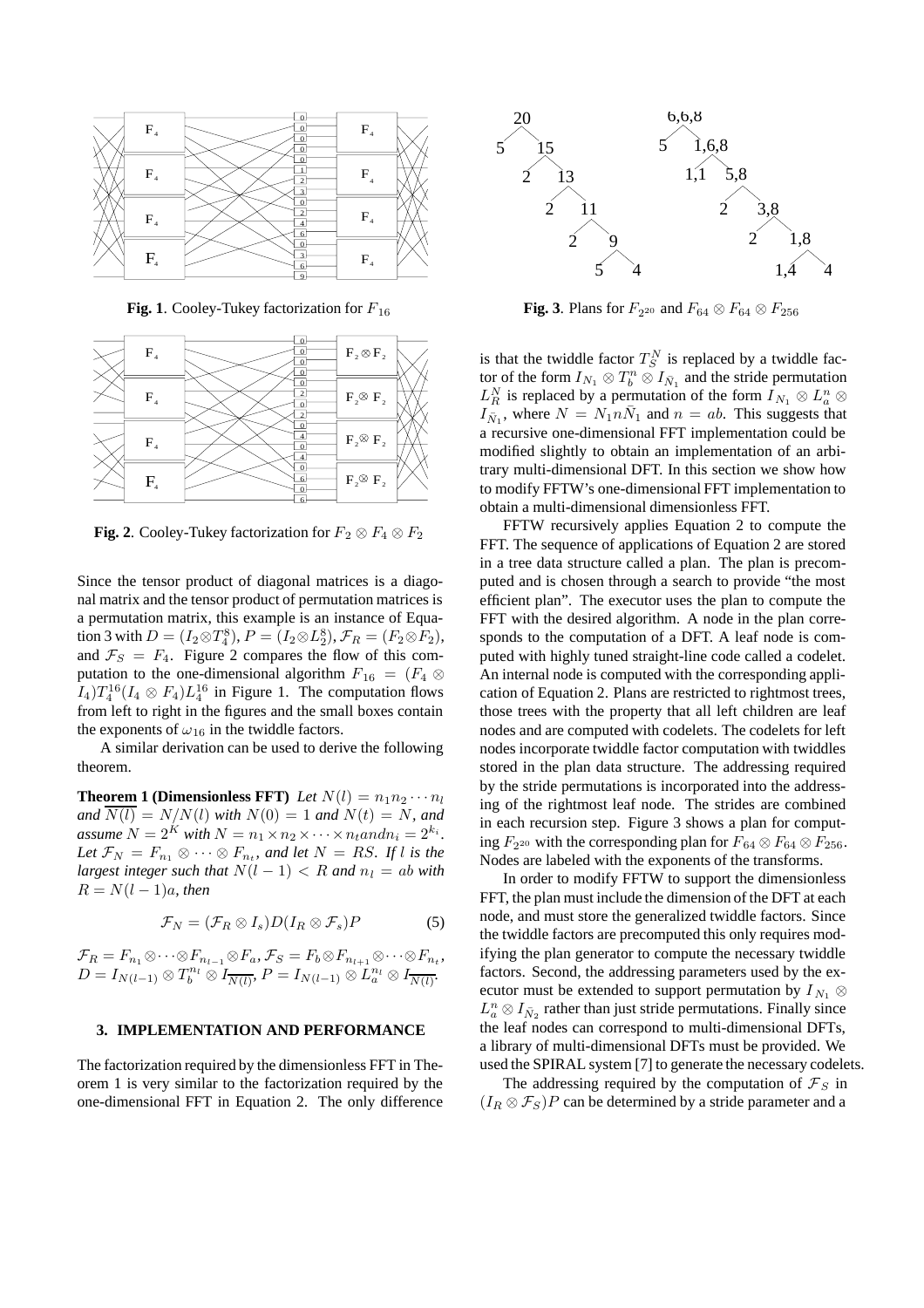**Fig. 1**. Cooley-Tukey factorization for $F_{16}$

**Fig. 2**. Cooley-Tukey factorization for $F_2 \otimes F_4 \otimes F_2$

Since the tensor product of diagonal matrices is a diagonal matrix and the tensor product of permutation matrices is a permutation matrix, this example is an instance of Equation 3 with $D = (I_2 \otimes T_4^8)$, $P = (I_2 \otimes L_2^8)$, $\mathcal{F}_R = (F_2 \otimes F_2)$, and $\mathcal{F}_S = F_4$. Figure 2 compares the flow of this computation to the one-dimensional algorithm $F_{16} = (F_4 \otimes I_4)T_4^{16}(I_4 \otimes F_4)L_4^{16}$ in Figure 1. The computation flows from left to right in the figures and the small boxes contain the exponents of $\omega_{16}$ in the twiddle factors.

A similar derivation can be used to derive the following theorem.

**Theorem 1 (Dimensionless FFT)** *Let $N(l) = n_1 n_2 \cdots n_l$ and $\overline{N(l)} = N/N(l)$ with $N(0) = 1$ and $N(t) = N$, and assume $N = 2^K$ with $N = n_1 \times n_2 \times \cdots \times n_t and n_i = 2^{k_i}$. Let $\mathcal{F}_N = F_{n_1} \otimes \cdots \otimes F_{n_t}$, and let $N = RS$. If $l$ is the largest integer such that $N(l-1) < R$ and $n_l = ab$ with $R = N(l-1)a$, then*

$$\mathcal{F}_N = (\mathcal{F}_R \otimes I_s) D (I_R \otimes \mathcal{F}_s) P \qquad (5)$$

$\mathcal{F}_R = F_{n_1} \otimes \cdots \otimes F_{n_{l-1}} \otimes F_a$, $\mathcal{F}_S = F_b \otimes F_{n_{l+1}} \otimes \cdots \otimes F_{n_t}$, $D = I_{N(l-1)} \otimes T_b^{n_l} \otimes I_{\overline{N(l)}}$, $P = I_{N(l-1)} \otimes L_a^{n_l} \otimes I_{\overline{N(l)}}$.

### 3. IMPLEMENTATION AND PERFORMANCE

The factorization required by the dimensionless FFT in Theorem 1 is very similar to the factorization required by the one-dimensional FFT in Equation 2. The only difference is that the twiddle factor $T_S^N$ is replaced by a twiddle factor of the form $I_{N_1} \otimes T_b^n \otimes I_{\bar{N}_1}$ and the stride permutation $L_R^N$ is replaced by a permutation of the form $I_{N_1} \otimes L_a^n \otimes I_{\bar{N}_1}$, where $N = N_1 n \bar{N}_1$ and $n = ab$. This suggests that a recursive one-dimensional FFT implementation could be modified slightly to obtain an implementation of an arbitrary multi-dimensional DFT. In this section we show how to modify FFTW's one-dimensional FFT implementation to obtain a multi-dimensional dimensionless FFT.

FFTW recursively applies Equation 2 to compute the FFT. The sequence of applications of Equation 2 are stored in a tree data structure called a plan. The plan is precomputed and is chosen through a search to provide "the most efficient plan". The executor uses the plan to compute the FFT with the desired algorithm. A node in the plan corresponds to the computation of a DFT. A leaf node is computed with highly tuned straight-line code called a codelet. An internal node is computed with the corresponding application of Equation 2. Plans are restricted to rightmost trees, those trees with the property that all left children are leaf nodes and are computed with codelets. The codelets for left nodes incorporate twiddle factor computation with twiddles stored in the plan data structure. The addressing required by the stride permutations is incorporated into the addressing of the rightmost leaf node. The strides are combined in each recursion step. Figure 3 shows a plan for computing $F_{2^{20}}$ with the corresponding plan for $F_{64} \otimes F_{64} \otimes F_{256}$. Nodes are labeled with the exponents of the transforms.

**Fig. 3**. Plans for $F_{2^{20}}$ and $F_{64} \otimes F_{64} \otimes F_{256}$

In order to modify FFTW to support the dimensionless FFT, the plan must include the dimension of the DFT at each node, and must store the generalized twiddle factors. Since the twiddle factors are precomputed this only requires modifying the plan generator to compute the necessary twiddle factors. Second, the addressing parameters used by the executor must be extended to support permutation by $I_{N_1} \otimes L_a^n \otimes I_{\bar{N}_2}$ rather than just stride permutations. Finally since the leaf nodes can correspond to multi-dimensional DFTs, a library of multi-dimensional DFTs must be provided. We used the SPIRAL system [7] to generate the necessary codelets.

The addressing required by the computation of $\mathcal{F}_S$ in $(I_R \otimes \mathcal{F}_S)P$ can be determined by a stride parameter and a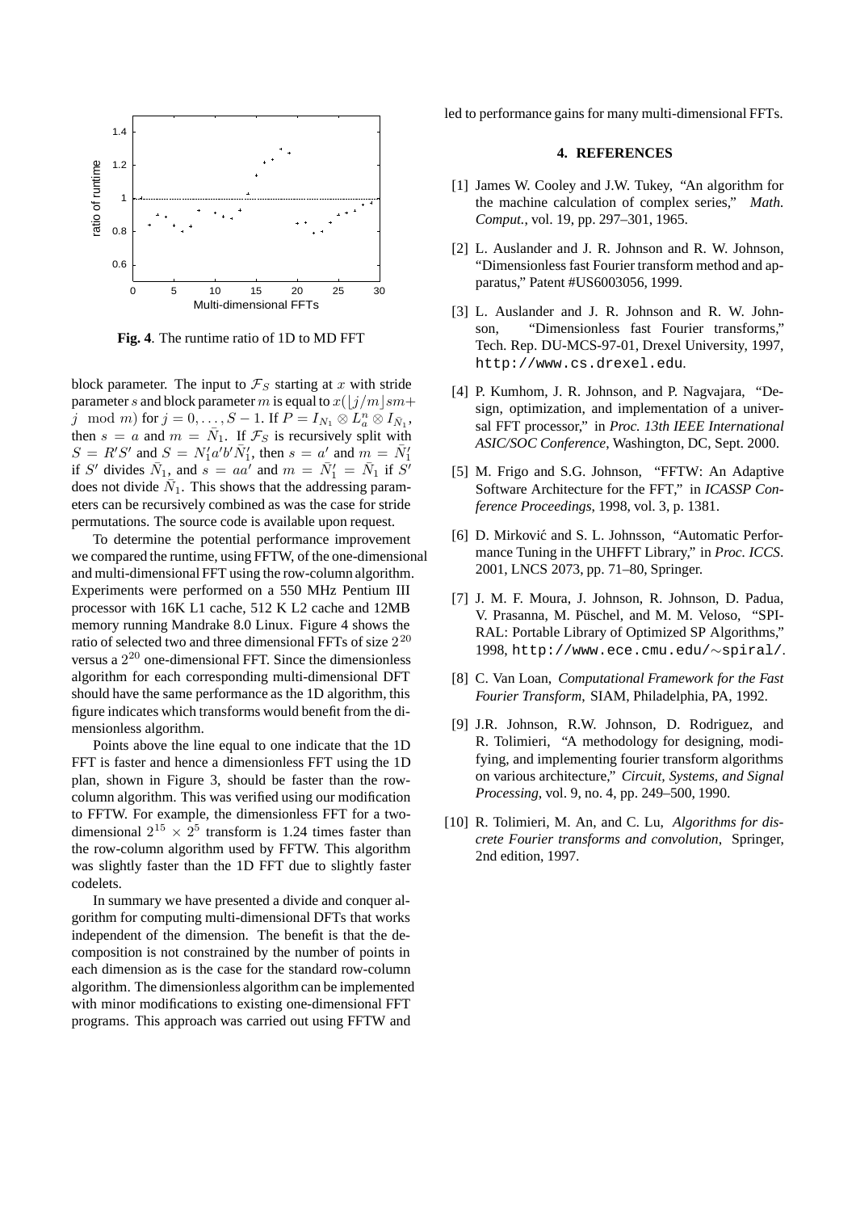1.4
1.2
1
0.8
0.6
ratio of runtime
0 5 10 15 20 25 30
Multi-dimensional FFTs

**Fig. 4**. The runtime ratio of 1D to MD FFT

block parameter. The input to $\mathcal{F}_S$ starting at $x$ with stride parameter $s$ and block parameter $m$ is equal to $x(\lfloor j/m \rfloor sm + j \mod m)$ for $j = 0, \ldots, S-1$. If $P = I_{N_1} \otimes L_a^n \otimes I_{\bar{N}_1}$, then $s = a$ and $m = \bar{N}_1$. If $\mathcal{F}_S$ is recursively split with $S = R'S'$ and $S = N_1'a'b'\bar{N}_1'$, then $s = a'$ and $m = \bar{N}_1'$ if $S'$ divides $\bar{N}_1$, and $s = aa'$ and $m = \bar{N}_1' = \bar{N}_1$ if $S'$ does not divide $\bar{N}_1$. This shows that the addressing parameters can be recursively combined as was the case for stride permutations. The source code is available upon request.

To determine the potential performance improvement we compared the runtime, using FFTW, of the one-dimensional and multi-dimensional FFT using the row-column algorithm. Experiments were performed on a 550 MHz Pentium III processor with 16K L1 cache, 512 K L2 cache and 12MB memory running Mandrake 8.0 Linux. Figure 4 shows the ratio of selected two and three dimensional FFTs of size $2^{20}$ versus a $2^{20}$ one-dimensional FFT. Since the dimensionless algorithm for each corresponding multi-dimensional DFT should have the same performance as the 1D algorithm, this figure indicates which transforms would benefit from the dimensionless algorithm.

Points above the line equal to one indicate that the 1D FFT is faster and hence a dimensionless FFT using the 1D plan, shown in Figure 3, should be faster than the row-column algorithm. This was verified using our modification to FFTW. For example, the dimensionless FFT for a two-dimensional $2^{15} \times 2^5$ transform is 1.24 times faster than the row-column algorithm used by FFTW. This algorithm was slightly faster than the 1D FFT due to slightly faster codelets.

In summary we have presented a divide and conquer algorithm for computing multi-dimensional DFTs that works independent of the dimension. The benefit is that the decomposition is not constrained by the number of points in each dimension as is the case for the standard row-column algorithm. The dimensionless algorithm can be implemented with minor modifications to existing one-dimensional FFT programs. This approach was carried out using FFTW and led to performance gains for many multi-dimensional FFTs.

## 4. REFERENCES

[1] James W. Cooley and J.W. Tukey, "An algorithm for the machine calculation of complex series," *Math. Comput.*, vol. 19, pp. 297–301, 1965.

[2] L. Auslander and J. R. Johnson and R. W. Johnson, "Dimensionless fast Fourier transform method and apparatus," Patent #US6003056, 1999.

[3] L. Auslander and J. R. Johnson and R. W. Johnson, "Dimensionless fast Fourier transforms," Tech. Rep. DU-MCS-97-01, Drexel University, 1997, http://www.cs.drexel.edu.

[4] P. Kumhom, J. R. Johnson, and P. Nagvajara, "Design, optimization, and implementation of a universal FFT processor," in *Proc. 13th IEEE International ASIC/SOC Conference*, Washington, DC, Sept. 2000.

[5] M. Frigo and S.G. Johnson, "FFTW: An Adaptive Software Architecture for the FFT," in *ICASSP Conference Proceedings*, 1998, vol. 3, p. 1381.

[6] D. Mirković and S. L. Johnsson, "Automatic Performance Tuning in the UHFFT Library," in *Proc. ICCS*. 2001, LNCS 2073, pp. 71–80, Springer.

[7] J. M. F. Moura, J. Johnson, R. Johnson, D. Padua, V. Prasanna, M. Püschel, and M. M. Veloso, "SPIRAL: Portable Library of Optimized SP Algorithms," 1998, http://www.ece.cmu.edu/∼spiral/.

[8] C. Van Loan, *Computational Framework for the Fast Fourier Transform*, SIAM, Philadelphia, PA, 1992.

[9] J.R. Johnson, R.W. Johnson, D. Rodriguez, and R. Tolimieri, "A methodology for designing, modifying, and implementing fourier transform algorithms on various architecture," *Circuit, Systems, and Signal Processing*, vol. 9, no. 4, pp. 249–500, 1990.

[10] R. Tolimieri, M. An, and C. Lu, *Algorithms for discrete Fourier transforms and convolution*, Springer, 2nd edition, 1997.